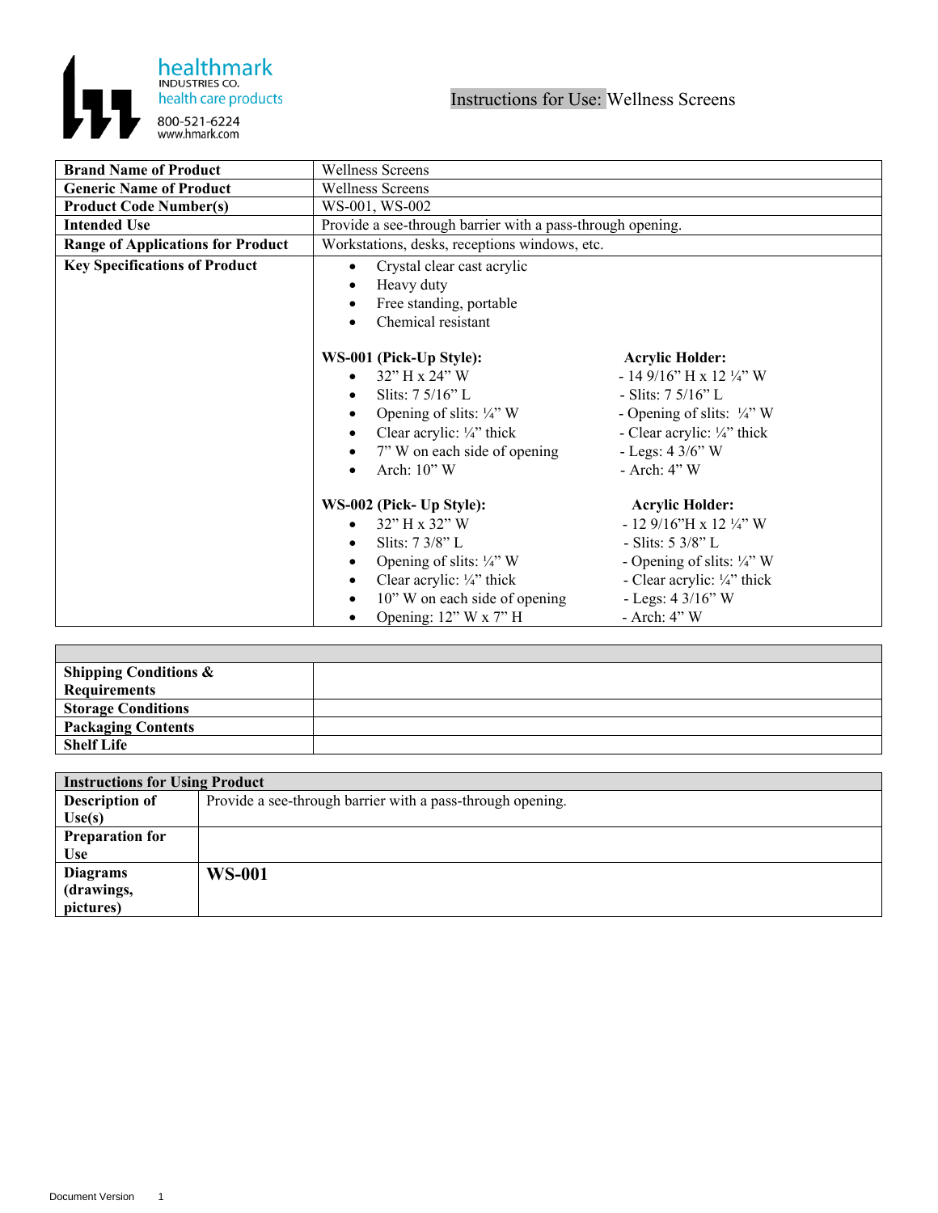healthmark
INDUSTRIES CO.
health care products
800-521-6224
www.hmark.com

# Instructions for Use: Wellness Screens

| | |
|---|---|
| **Brand Name of Product** | Wellness Screens |
| **Generic Name of Product** | Wellness Screens |
| **Product Code Number(s)** | WS-001, WS-002 |
| **Intended Use** | Provide a see-through barrier with a pass-through opening. |
| **Range of Applications for Product** | Workstations, desks, receptions windows, etc. |
| **Key Specifications of Product** | • Crystal clear cast acrylic<br>• Heavy duty<br>• Free standing, portable<br>• Chemical resistant<br><br>**WS-001 (Pick-Up Style):**<br>• 32" H x 24" W<br>• Slits: 7 5/16" L<br>• Opening of slits: ¼" W<br>• Clear acrylic: ¼" thick<br>• 7" W on each side of opening<br>• Arch: 10" W<br><br>**Acrylic Holder:**<br>- 14 9/16" H x 12 ¼" W<br>- Slits: 7 5/16" L<br>- Opening of slits: ¼" W<br>- Clear acrylic: ¼" thick<br>- Legs: 4 3/6" W<br>- Arch: 4" W<br><br>**WS-002 (Pick- Up Style):**<br>• 32" H x 32" W<br>• Slits: 7 3/8" L<br>• Opening of slits: ¼" W<br>• Clear acrylic: ¼" thick<br>• 10" W on each side of opening<br>• Opening: 12" W x 7" H<br><br>**Acrylic Holder:**<br>- 12 9/16"H x 12 ¼" W<br>- Slits: 5 3/8" L<br>- Opening of slits: ¼" W<br>- Clear acrylic: ¼" thick<br>- Legs: 4 3/16" W<br>- Arch: 4" W |

| | |
|---|---|
| **Shipping Conditions & Requirements** | |
| **Storage Conditions** | |
| **Packaging Contents** | |
| **Shelf Life** | |

| **Instructions for Using Product** | |
|---|---|
| **Description of Use(s)** | Provide a see-through barrier with a pass-through opening. |
| **Preparation for Use** | |
| **Diagrams (drawings, pictures)** | **WS-001** |

Document Version 1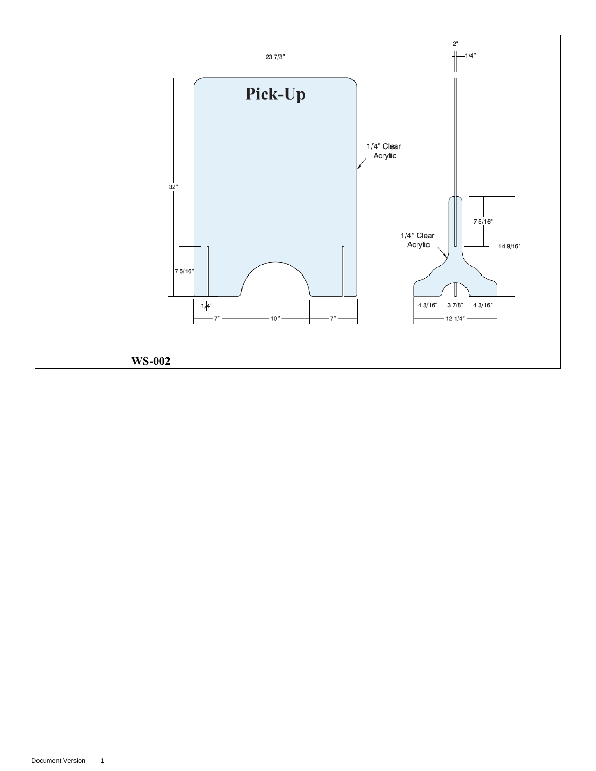| | |
|---|---|
| | 23 7/8"<br>Pick-Up<br>1/4" Clear Acrylic<br>32"<br>7 5/16"<br>1/4"<br>7" 10" 7"<br>2"<br>1/4"<br>7 5/16"<br>1/4" Clear Acrylic<br>14 9/16"<br>4 3/16" 3 7/8" 4 3/16"<br>12 1/4"<br><br>**WS-002** |

Document Version 1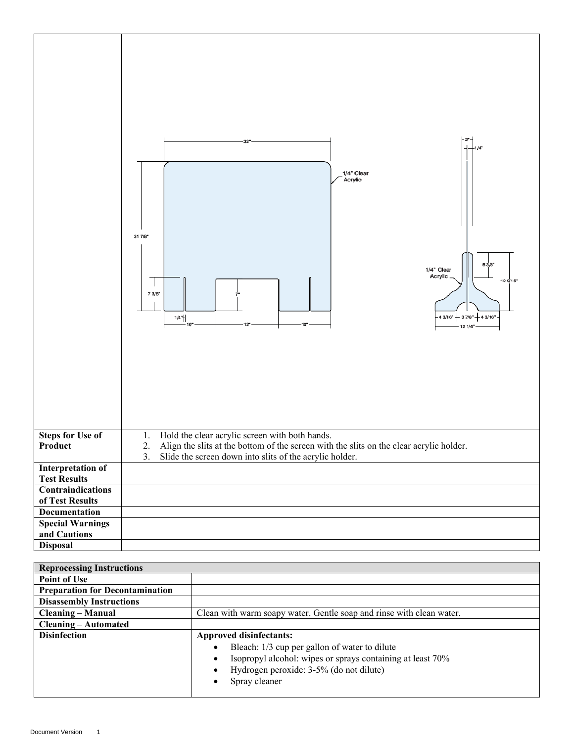| | |
|---|---|
| | |
| **Steps for Use of Product** | 1. Hold the clear acrylic screen with both hands. 2. Align the slits at the bottom of the screen with the slits on the clear acrylic holder. 3. Slide the screen down into slits of the acrylic holder. |
| **Interpretation of Test Results** | |
| **Contraindications of Test Results** | |
| **Documentation** | |
| **Special Warnings and Cautions** | |
| **Disposal** | |

| **Reprocessing Instructions** | |
|---|---|
| **Point of Use** | |
| **Preparation for Decontamination** | |
| **Disassembly Instructions** | |
| **Cleaning – Manual** | Clean with warm soapy water. Gentle soap and rinse with clean water. |
| **Cleaning – Automated** | |
| **Disinfection** | **Approved disinfectants:** • Bleach: 1/3 cup per gallon of water to dilute • Isopropyl alcohol: wipes or sprays containing at least 70% • Hydrogen peroxide: 3-5% (do not dilute) • Spray cleaner |

Document Version 1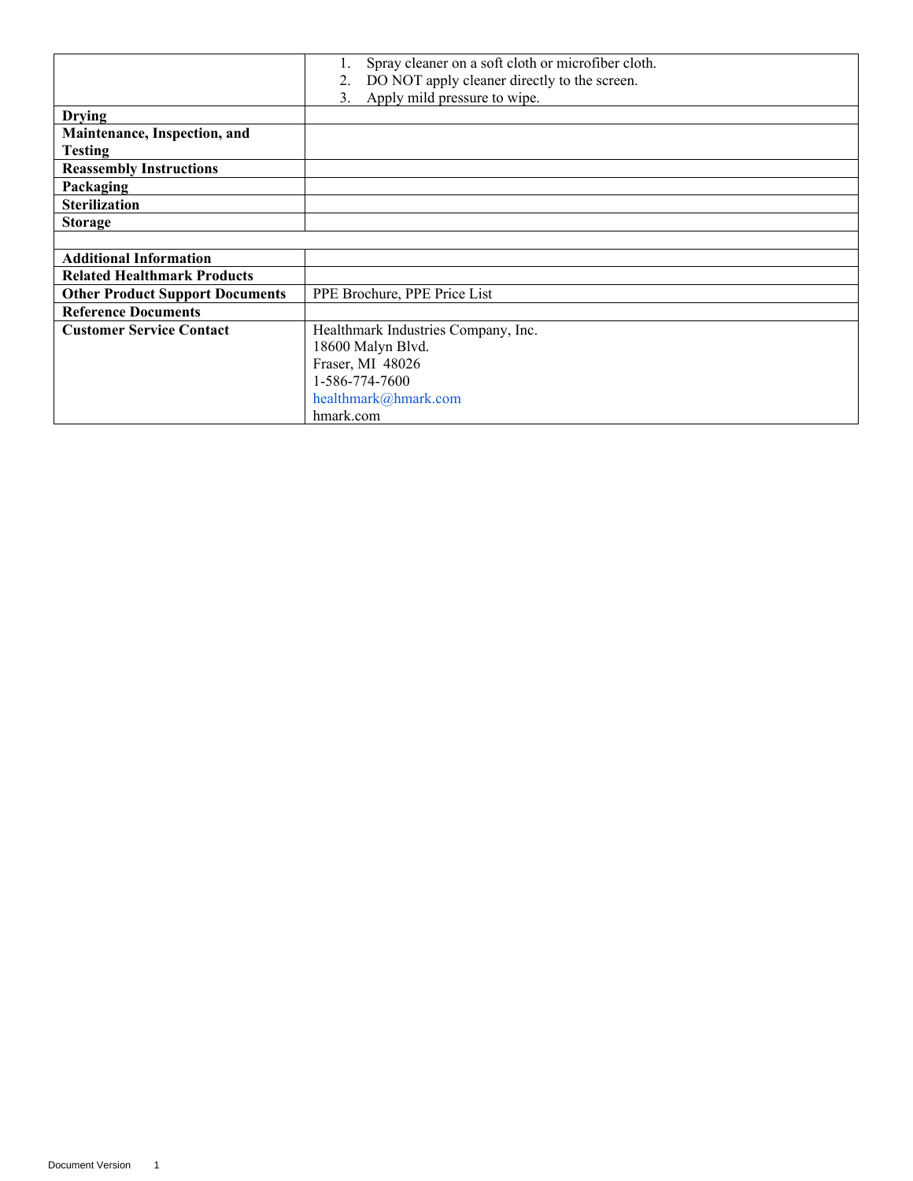| | |
|---|---|
| | 1. Spray cleaner on a soft cloth or microfiber cloth.<br>2. DO NOT apply cleaner directly to the screen.<br>3. Apply mild pressure to wipe. |
| **Drying** | |
| **Maintenance, Inspection, and Testing** | |
| **Reassembly Instructions** | |
| **Packaging** | |
| **Sterilization** | |
| **Storage** | |
| | |
| **Additional Information** | |
| **Related Healthmark Products** | |
| **Other Product Support Documents** | PPE Brochure, PPE Price List |
| **Reference Documents** | |
| **Customer Service Contact** | Healthmark Industries Company, Inc.<br>18600 Malyn Blvd.<br>Fraser, MI 48026<br>1-586-774-7600<br>healthmark@hmark.com<br>hmark.com |

Document Version 1